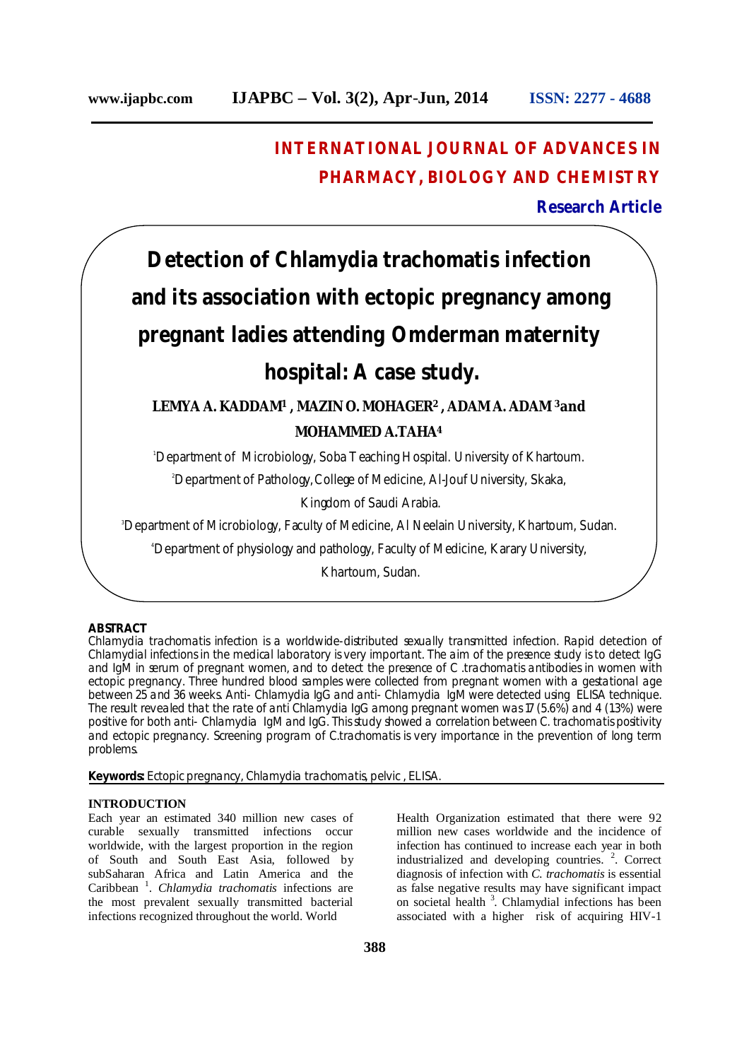# INTERNATIONAL JOURNAL OF ADVANCES IN PHARMACY, BIOLOGY AND CHEMISTRY

**Research Article**

# Detection of Chlamydia trachomatis infection and its association with ectopic pregnancy among pregnant ladies attending Omderman maternity hospital: A case study.

**LEMYA A. KADDAM[1] , MAZIN O. MOHAGER[2] , ADAM A. ADAM[3] and MOHAMMED A.TAHA[4]**

[1]Department of Microbiology, Soba Teaching Hospital. University of Khartoum.

[2]Department of Pathology, College of Medicine, Al-Jouf University, Skaka, Kingdom of Saudi Arabia.

[3]Department of Microbiology, Faculty of Medicine, Al Neelain University, Khartoum, Sudan.

[4]Department of physiology and pathology, Faculty of Medicine, Karary University, Khartoum, Sudan.

## ABSTRACT

*Chlamydia trachomatis* infection is a worldwide-distributed sexually transmitted infection. Rapid detection of Chlamydial infections in the medical laboratory is very important. The aim of the presence study is to detect IgG and IgM in serum of pregnant women, and to detect the presence of C .trachomatis antibodies in women with ectopic pregnancy. Three hundred blood samples were collected from pregnant women with a gestational age between 25 and 36 weeks. Anti- Chlamydia IgG and anti- Chlamydia IgM were detected using ELISA technique. The result revealed that the rate of anti Chlamydia IgG among pregnant women was 17 (5.6%) and 4 (13%) were positive for both anti- Chlamydia IgM and IgG. This study showed a correlation between C. trachomatis positivity and ectopic pregnancy. Screening program of C.trachomatis is very importance in the prevention of long term problems.

**Keywords:** Ectopic pregnancy, *Chlamydia trachomatis*, pelvic , ELISA.

## INTRODUCTION

Each year an estimated 340 million new cases of curable sexually transmitted infections occur worldwide, with the largest proportion in the region of South and South East Asia, followed by subSaharan Africa and Latin America and the Caribbean [1]. *Chlamydia trachomatis* infections are the most prevalent sexually transmitted bacterial infections recognized throughout the world. World Health Organization estimated that there were 92 million new cases worldwide and the incidence of infection has continued to increase each year in both industrialized and developing countries. [2]. Correct diagnosis of infection with *C. trachomatis* is essential as false negative results may have significant impact on societal health [3]. Chlamydial infections has been associated with a higher risk of acquiring HIV-1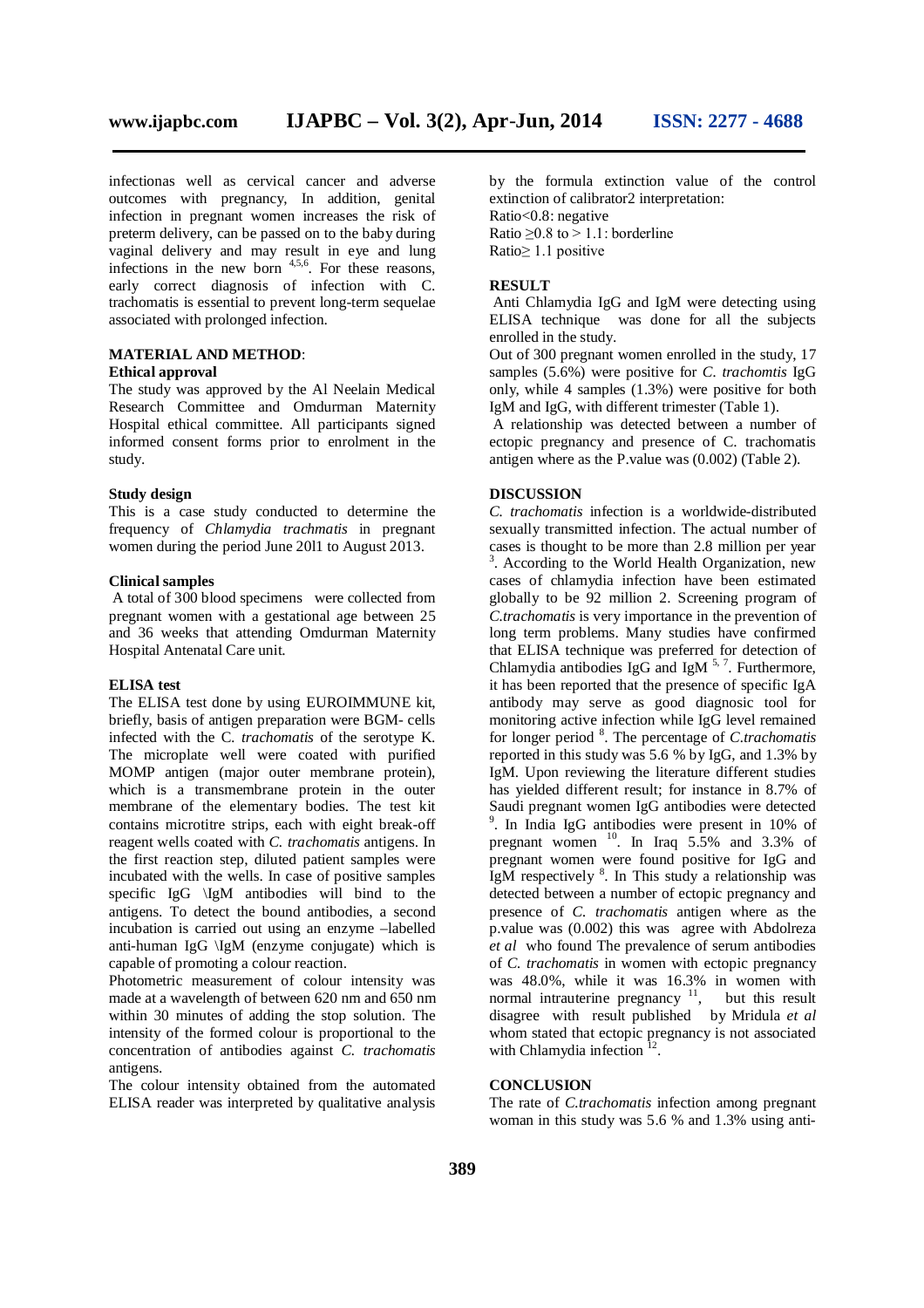infectionas well as cervical cancer and adverse outcomes with pregnancy, In addition, genital infection in pregnant women increases the risk of preterm delivery, can be passed on to the baby during vaginal delivery and may result in eye and lung infections in the new born [4,5,6]. For these reasons, early correct diagnosis of infection with C. trachomatis is essential to prevent long-term sequelae associated with prolonged infection.

## MATERIAL AND METHOD:

### Ethical approval

The study was approved by the Al Neelain Medical Research Committee and Omdurman Maternity Hospital ethical committee. All participants signed informed consent forms prior to enrolment in the study.

### Study design

This is a case study conducted to determine the frequency of *Chlamydia trachmatis* in pregnant women during the period June 20l1 to August 2013.

### Clinical samples

A total of 300 blood specimens were collected from pregnant women with a gestational age between 25 and 36 weeks that attending Omdurman Maternity Hospital Antenatal Care unit.

### ELISA test

The ELISA test done by using EUROIMMUNE kit, briefly, basis of antigen preparation were BGM- cells infected with the C. *trachomatis* of the serotype K. The microplate well were coated with purified MOMP antigen (major outer membrane protein), which is a transmembrane protein in the outer membrane of the elementary bodies. The test kit contains microtitre strips, each with eight break-off reagent wells coated with *C. trachomatis* antigens. In the first reaction step, diluted patient samples were incubated with the wells. In case of positive samples specific IgG \IgM antibodies will bind to the antigens. To detect the bound antibodies, a second incubation is carried out using an enzyme –labelled anti-human IgG \IgM (enzyme conjugate) which is capable of promoting a colour reaction.

Photometric measurement of colour intensity was made at a wavelength of between 620 nm and 650 nm within 30 minutes of adding the stop solution. The intensity of the formed colour is proportional to the concentration of antibodies against *C. trachomatis* antigens.

The colour intensity obtained from the automated ELISA reader was interpreted by qualitative analysis by the formula extinction value of the control extinction of calibrator2 interpretation:

Ratio<0.8: negative

Ratio ≥0.8 to > 1.1: borderline

Ratio≥ 1.1 positive

## RESULT

Anti Chlamydia IgG and IgM were detecting using ELISA technique was done for all the subjects enrolled in the study.

Out of 300 pregnant women enrolled in the study, 17 samples (5.6%) were positive for *C. trachomtis* IgG only, while 4 samples (1.3%) were positive for both IgM and IgG, with different trimester (Table 1).

A relationship was detected between a number of ectopic pregnancy and presence of C. trachomatis antigen where as the P.value was (0.002) (Table 2).

## DISCUSSION

*C. trachomatis* infection is a worldwide-distributed sexually transmitted infection. The actual number of cases is thought to be more than 2.8 million per year [3]. According to the World Health Organization, new cases of chlamydia infection have been estimated globally to be 92 million 2. Screening program of *C.trachomatis* is very importance in the prevention of long term problems. Many studies have confirmed that ELISA technique was preferred for detection of Chlamydia antibodies IgG and IgM [5, 7]. Furthermore, it has been reported that the presence of specific IgA antibody may serve as good diagnostic tool for monitoring active infection while IgG level remained for longer period [8]. The percentage of *C.trachomatis* reported in this study was 5.6 % by IgG, and 1.3% by IgM. Upon reviewing the literature different studies has yielded different result; for instance in 8.7% of Saudi pregnant women IgG antibodies were detected [9]. In India IgG antibodies were present in 10% of pregnant women [10]. In Iraq 5.5% and 3.3% of pregnant women were found positive for IgG and IgM respectively [8]. In This study a relationship was detected between a number of ectopic pregnancy and presence of *C. trachomatis* antigen where as the p.value was (0.002) this was agree with Abdolreza *et al* who found The prevalence of serum antibodies of *C. trachomatis* in women with ectopic pregnancy was 48.0%, while it was 16.3% in women with normal intrauterine pregnancy [11], but this result disagree with result published by Mridula *et al* whom stated that ectopic pregnancy is not associated with Chlamydia infection [12].

## CONCLUSION

The rate of *C.trachomatis* infection among pregnant woman in this study was 5.6 % and 1.3% using anti-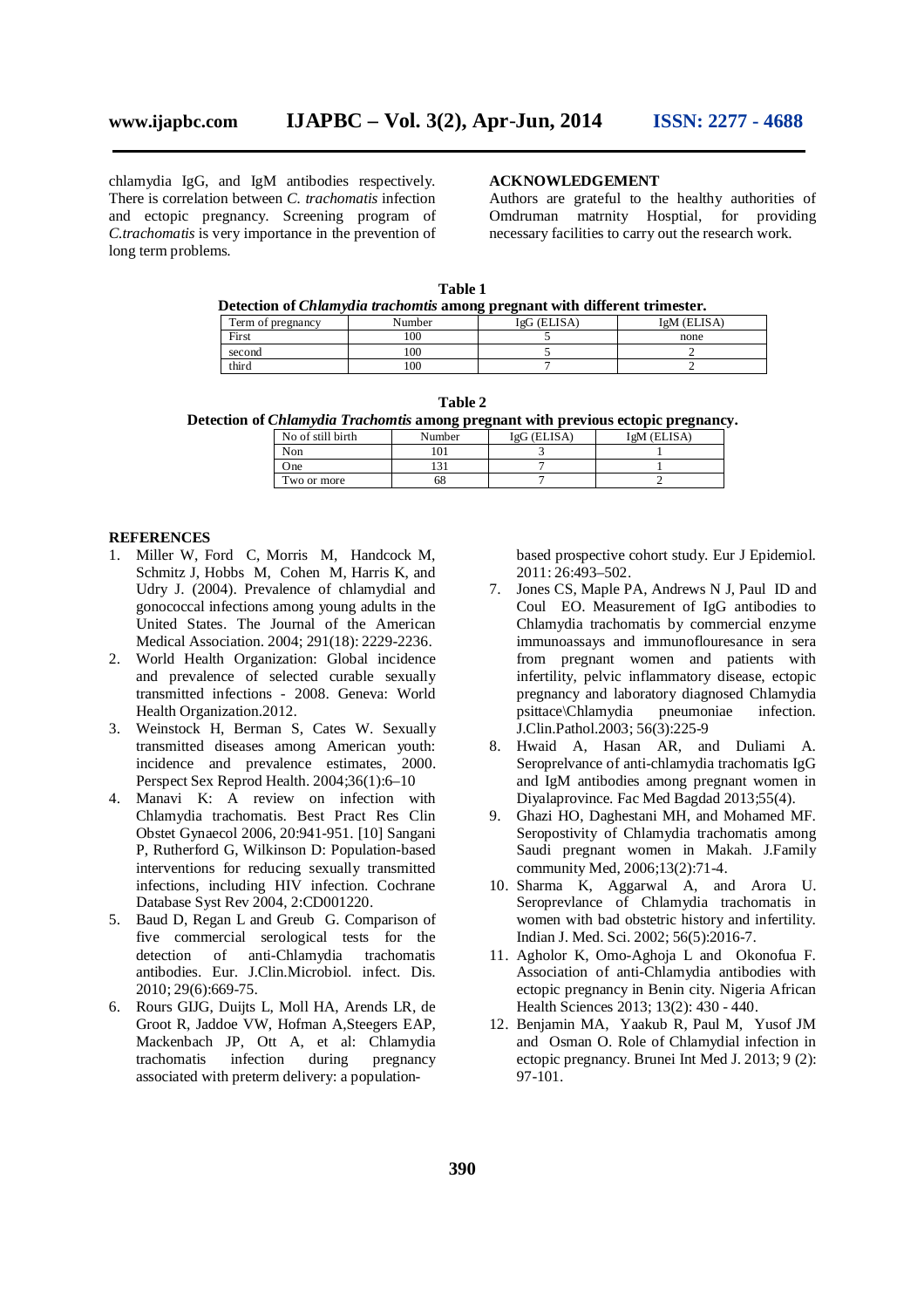chlamydia IgG, and IgM antibodies respectively. There is correlation between *C. trachomatis* infection and ectopic pregnancy. Screening program of *C.trachomatis* is very importance in the prevention of long term problems.

## ACKNOWLEDGEMENT

Authors are grateful to the healthy authorities of Omdruman matrnity Hosptial, for providing necessary facilities to carry out the research work.

**Table 1**
**Detection of *Chlamydia trachomtis* among pregnant with different trimester.**

| Term of pregnancy | Number | IgG (ELISA) | IgM (ELISA) |
|---|---|---|---|
| First | 100 | 5 | none |
| second | 100 | 5 | 2 |
| third | 100 | 7 | 2 |

**Table 2**
**Detection of *Chlamydia Trachomtis* among pregnant with previous ectopic pregnancy.**

| No of still birth | Number | IgG (ELISA) | IgM (ELISA) |
|---|---|---|---|
| Non | 101 | 3 | 1 |
| One | 131 | 7 | 1 |
| Two or more | 68 | 7 | 2 |

## REFERENCES

1. Miller W, Ford C, Morris M, Handcock M, Schmitz J, Hobbs M, Cohen M, Harris K, and Udry J. (2004). Prevalence of chlamydial and gonococcal infections among young adults in the United States. The Journal of the American Medical Association. 2004; 291(18): 2229-2236.
2. World Health Organization: Global incidence and prevalence of selected curable sexually transmitted infections - 2008. Geneva: World Health Organization.2012.
3. Weinstock H, Berman S, Cates W. Sexually transmitted diseases among American youth: incidence and prevalence estimates, 2000. Perspect Sex Reprod Health. 2004;36(1):6–10
4. Manavi K: A review on infection with Chlamydia trachomatis. Best Pract Res Clin Obstet Gynaecol 2006, 20:941-951. [10] Sangani P, Rutherford G, Wilkinson D: Population-based interventions for reducing sexually transmitted infections, including HIV infection. Cochrane Database Syst Rev 2004, 2:CD001220.
5. Baud D, Regan L and Greub G. Comparison of five commercial serological tests for the detection of anti-Chlamydia trachomatis antibodies. Eur. J.Clin.Microbiol. infect. Dis. 2010; 29(6):669-75.
6. Rours GIJG, Duijts L, Moll HA, Arends LR, de Groot R, Jaddoe VW, Hofman A,Steegers EAP, Mackenbach JP, Ott A, et al: Chlamydia trachomatis infection during pregnancy associated with preterm delivery: a population-based prospective cohort study. Eur J Epidemiol. 2011: 26:493–502.
7. Jones CS, Maple PA, Andrews N J, Paul ID and Coul EO. Measurement of IgG antibodies to Chlamydia trachomatis by commercial enzyme immunoassays and immunoflouresance in sera from pregnant women and patients with infertility, pelvic inflammatory disease, ectopic pregnancy and laboratory diagnosed Chlamydia psittace\Chlamydia pneumoniae infection. J.Clin.Pathol.2003; 56(3):225-9
8. Hwaid A, Hasan AR, and Duliami A. Seroprelvance of anti-chlamydia trachomatis IgG and IgM antibodies among pregnant women in Diyalaprovince. Fac Med Bagdad 2013;55(4).
9. Ghazi HO, Daghestani MH, and Mohamed MF. Seropostivity of Chlamydia trachomatis among Saudi pregnant women in Makah. J.Family community Med, 2006;13(2):71-4.
10. Sharma K, Aggarwal A, and Arora U. Seroprevlance of Chlamydia trachomatis in women with bad obstetric history and infertility. Indian J. Med. Sci. 2002; 56(5):2016-7.
11. Agholor K, Omo-Aghoja L and Okonofua F. Association of anti-Chlamydia antibodies with ectopic pregnancy in Benin city. Nigeria African Health Sciences 2013; 13(2): 430 - 440.
12. Benjamin MA, Yaakub R, Paul M, Yusof JM and Osman O. Role of Chlamydial infection in ectopic pregnancy. Brunei Int Med J. 2013; 9 (2): 97-101.